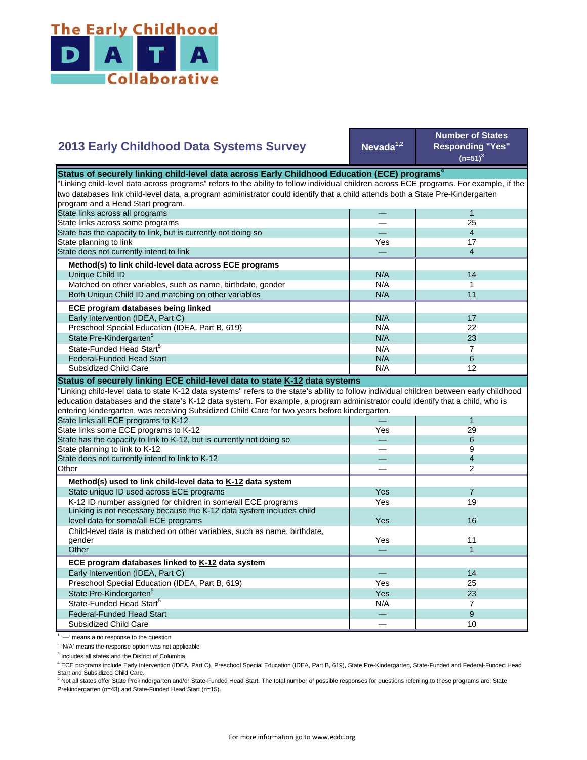# The Early Childhood DATA Collaborative

## 2013 Early Childhood Data Systems Survey

| 2013 Early Childhood Data Systems Survey | Nevada[1,2] | Number of States Responding "Yes" (n=51)[3] |
|---|---|---|
| **Status of securely linking child-level data across Early Childhood Education (ECE) programs[4]** | | |
| "Linking child-level data across programs" refers to the ability to follow individual children across ECE programs. For example, if the two databases link child-level data, a program administrator could identify that a child attends both a State Pre-Kindergarten program and a Head Start program. | | |
| State links across all programs | — | 1 |
| State links across some programs | — | 25 |
| State has the capacity to link, but is currently not doing so | — | 4 |
| State planning to link | Yes | 17 |
| State does not currently intend to link | — | 4 |
| **Method(s) to link child-level data across ECE programs** | | |
| Unique Child ID | N/A | 14 |
| Matched on other variables, such as name, birthdate, gender | N/A | 1 |
| Both Unique Child ID and matching on other variables | N/A | 11 |
| **ECE program databases being linked** | | |
| Early Intervention (IDEA, Part C) | N/A | 17 |
| Preschool Special Education (IDEA, Part B, 619) | N/A | 22 |
| State Pre-Kindergarten[5] | N/A | 23 |
| State-Funded Head Start[5] | N/A | 7 |
| Federal-Funded Head Start | N/A | 6 |
| Subsidized Child Care | N/A | 12 |
| **Status of securely linking ECE child-level data to state K-12 data systems** | | |
| "Linking child-level data to state K-12 data systems" refers to the state's ability to follow individual children between early childhood education databases and the state's K-12 data system. For example, a program administrator could identify that a child, who is entering kindergarten, was receiving Subsidized Child Care for two years before kindergarten. | | |
| State links all ECE programs to K-12 | — | 1 |
| State links some ECE programs to K-12 | Yes | 29 |
| State has the capacity to link to K-12, but is currently not doing so | — | 6 |
| State planning to link to K-12 | — | 9 |
| State does not currently intend to link to K-12 | — | 4 |
| Other | — | 2 |
| **Method(s) used to link child-level data to K-12 data system** | | |
| State unique ID used across ECE programs | Yes | 7 |
| K-12 ID number assigned for children in some/all ECE programs | Yes | 19 |
| Linking is not necessary because the K-12 data system includes child level data for some/all ECE programs | Yes | 16 |
| Child-level data is matched on other variables, such as name, birthdate, gender | Yes | 11 |
| Other | — | 1 |
| **ECE program databases linked to K-12 data system** | | |
| Early Intervention (IDEA, Part C) | — | 14 |
| Preschool Special Education (IDEA, Part B, 619) | Yes | 25 |
| State Pre-Kindergarten[5] | Yes | 23 |
| State-Funded Head Start[5] | N/A | 7 |
| Federal-Funded Head Start | — | 9 |
| Subsidized Child Care | — | 10 |

[1] '—' means a no response to the question

[2] 'N/A' means the response option was not applicable

[3] Includes all states and the District of Columbia

[4] ECE programs include Early Intervention (IDEA, Part C), Preschool Special Education (IDEA, Part B, 619), State Pre-Kindergarten, State-Funded and Federal-Funded Head Start and Subsidized Child Care.

[5] Not all states offer State Prekindergarten and/or State-Funded Head Start. The total number of possible responses for questions referring to these programs are: State Prekindergarten (n=43) and State-Funded Head Start (n=15).

For more information go to www.ecdc.org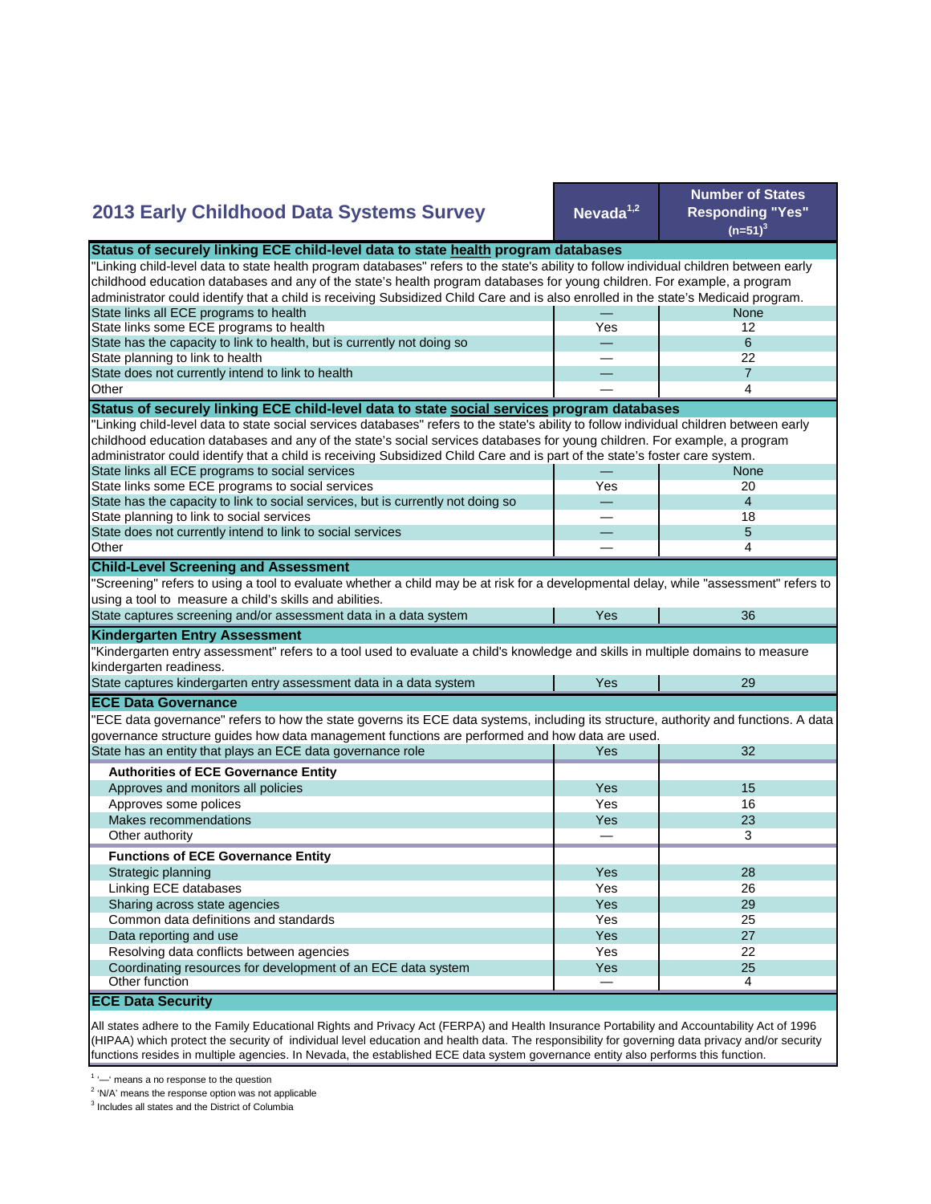| 2013 Early Childhood Data Systems Survey | Nevada[1,2] | Number of States Responding "Yes" (n=51)[3] |
|---|---|---|
| **Status of securely linking ECE child-level data to state health program databases** | | |
| "Linking child-level data to state health program databases" refers to the state's ability to follow individual children between early childhood education databases and any of the state's health program databases for young children. For example, a program administrator could identify that a child is receiving Subsidized Child Care and is also enrolled in the state's Medicaid program. | | |
| State links all ECE programs to health | — | None |
| State links some ECE programs to health | Yes | 12 |
| State has the capacity to link to health, but is currently not doing so | — | 6 |
| State planning to link to health | — | 22 |
| State does not currently intend to link to health | — | 7 |
| Other | — | 4 |
| **Status of securely linking ECE child-level data to state social services program databases** | | |
| "Linking child-level data to state social services databases" refers to the state's ability to follow individual children between early childhood education databases and any of the state's social services databases for young children. For example, a program administrator could identify that a child is receiving Subsidized Child Care and is part of the state's foster care system. | | |
| State links all ECE programs to social services | — | None |
| State links some ECE programs to social services | Yes | 20 |
| State has the capacity to link to social services, but is currently not doing so | — | 4 |
| State planning to link to social services | — | 18 |
| State does not currently intend to link to social services | — | 5 |
| Other | — | 4 |
| **Child-Level Screening and Assessment** | | |
| "Screening" refers to using a tool to evaluate whether a child may be at risk for a developmental delay, while "assessment" refers to using a tool to measure a child's skills and abilities. | | |
| State captures screening and/or assessment data in a data system | Yes | 36 |
| **Kindergarten Entry Assessment** | | |
| "Kindergarten entry assessment" refers to a tool used to evaluate a child's knowledge and skills in multiple domains to measure kindergarten readiness. | | |
| State captures kindergarten entry assessment data in a data system | Yes | 29 |
| **ECE Data Governance** | | |
| "ECE data governance" refers to how the state governs its ECE data systems, including its structure, authority and functions. A data governance structure guides how data management functions are performed and how data are used. | | |
| State has an entity that plays an ECE data governance role | Yes | 32 |
| **Authorities of ECE Governance Entity** | | |
| Approves and monitors all policies | Yes | 15 |
| Approves some polices | Yes | 16 |
| Makes recommendations | Yes | 23 |
| Other authority | — | 3 |
| **Functions of ECE Governance Entity** | | |
| Strategic planning | Yes | 28 |
| Linking ECE databases | Yes | 26 |
| Sharing across state agencies | Yes | 29 |
| Common data definitions and standards | Yes | 25 |
| Data reporting and use | Yes | 27 |
| Resolving data conflicts between agencies | Yes | 22 |
| Coordinating resources for development of an ECE data system | Yes | 25 |
| Other function | — | 4 |
| **ECE Data Security** | | |
| All states adhere to the Family Educational Rights and Privacy Act (FERPA) and Health Insurance Portability and Accountability Act of 1996 (HIPAA) which protect the security of individual level education and health data. The responsibility for governing data privacy and/or security functions resides in multiple agencies. In Nevada, the established ECE data system governance entity also performs this function. | | |

[1] '—' means a no response to the question

[2] 'N/A' means the response option was not applicable

[3] Includes all states and the District of Columbia